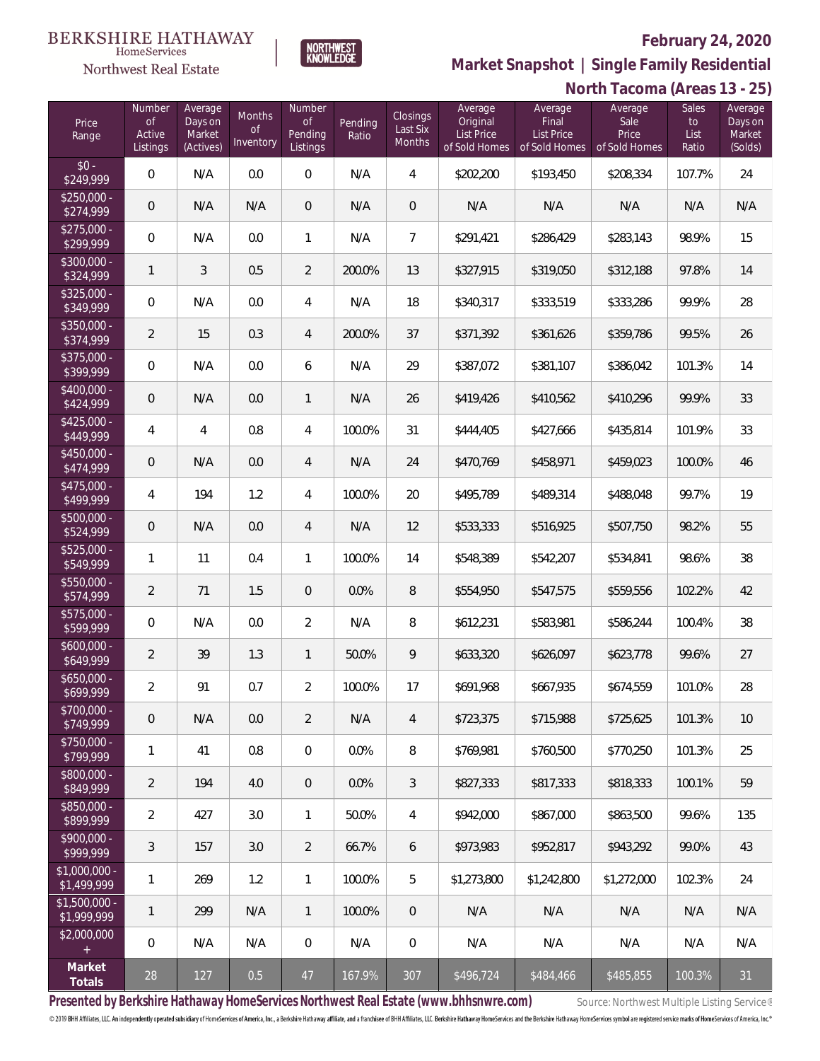BERKSHIRE HATHAWAY HomeServices Northwest Real Estate

NORTHWEST KNOWLEDGE

# February 24, 2020

## Market Snapshot | Single Family Residential

## North Tacoma (Areas 13 - 25)

| Price Range | Number of Active Listings | Average Days on Market (Actives) | Months of Inventory | Number of Pending Listings | Pending Ratio | Closings Last Six Months | Average Original List Price of Sold Homes | Average Final List Price of Sold Homes | Average Sale Price of Sold Homes | Sales to List Ratio | Average Days on Market (Solds) |
|---|---|---|---|---|---|---|---|---|---|---|---|
| $0 - $249,999 | 0 | N/A | 0.0 | 0 | N/A | 4 | $202,200 | $193,450 | $208,334 | 107.7% | 24 |
| $250,000 - $274,999 | 0 | N/A | N/A | 0 | N/A | 0 | N/A | N/A | N/A | N/A | N/A |
| $275,000 - $299,999 | 0 | N/A | 0.0 | 1 | N/A | 7 | $291,421 | $286,429 | $283,143 | 98.9% | 15 |
| $300,000 - $324,999 | 1 | 3 | 0.5 | 2 | 200.0% | 13 | $327,915 | $319,050 | $312,188 | 97.8% | 14 |
| $325,000 - $349,999 | 0 | N/A | 0.0 | 4 | N/A | 18 | $340,317 | $333,519 | $333,286 | 99.9% | 28 |
| $350,000 - $374,999 | 2 | 15 | 0.3 | 4 | 200.0% | 37 | $371,392 | $361,626 | $359,786 | 99.5% | 26 |
| $375,000 - $399,999 | 0 | N/A | 0.0 | 6 | N/A | 29 | $387,072 | $381,107 | $386,042 | 101.3% | 14 |
| $400,000 - $424,999 | 0 | N/A | 0.0 | 1 | N/A | 26 | $419,426 | $410,562 | $410,296 | 99.9% | 33 |
| $425,000 - $449,999 | 4 | 4 | 0.8 | 4 | 100.0% | 31 | $444,405 | $427,666 | $435,814 | 101.9% | 33 |
| $450,000 - $474,999 | 0 | N/A | 0.0 | 4 | N/A | 24 | $470,769 | $458,971 | $459,023 | 100.0% | 46 |
| $475,000 - $499,999 | 4 | 194 | 1.2 | 4 | 100.0% | 20 | $495,789 | $489,314 | $488,048 | 99.7% | 19 |
| $500,000 - $524,999 | 0 | N/A | 0.0 | 4 | N/A | 12 | $533,333 | $516,925 | $507,750 | 98.2% | 55 |
| $525,000 - $549,999 | 1 | 11 | 0.4 | 1 | 100.0% | 14 | $548,389 | $542,207 | $534,841 | 98.6% | 38 |
| $550,000 - $574,999 | 2 | 71 | 1.5 | 0 | 0.0% | 8 | $554,950 | $547,575 | $559,556 | 102.2% | 42 |
| $575,000 - $599,999 | 0 | N/A | 0.0 | 2 | N/A | 8 | $612,231 | $583,981 | $586,244 | 100.4% | 38 |
| $600,000 - $649,999 | 2 | 39 | 1.3 | 1 | 50.0% | 9 | $633,320 | $626,097 | $623,778 | 99.6% | 27 |
| $650,000 - $699,999 | 2 | 91 | 0.7 | 2 | 100.0% | 17 | $691,968 | $667,935 | $674,559 | 101.0% | 28 |
| $700,000 - $749,999 | 0 | N/A | 0.0 | 2 | N/A | 4 | $723,375 | $715,988 | $725,625 | 101.3% | 10 |
| $750,000 - $799,999 | 1 | 41 | 0.8 | 0 | 0.0% | 8 | $769,981 | $760,500 | $770,250 | 101.3% | 25 |
| $800,000 - $849,999 | 2 | 194 | 4.0 | 0 | 0.0% | 3 | $827,333 | $817,333 | $818,333 | 100.1% | 59 |
| $850,000 - $899,999 | 2 | 427 | 3.0 | 1 | 50.0% | 4 | $942,000 | $867,000 | $863,500 | 99.6% | 135 |
| $900,000 - $999,999 | 3 | 157 | 3.0 | 2 | 66.7% | 6 | $973,983 | $952,817 | $943,292 | 99.0% | 43 |
| $1,000,000 - $1,499,999 | 1 | 269 | 1.2 | 1 | 100.0% | 5 | $1,273,800 | $1,242,800 | $1,272,000 | 102.3% | 24 |
| $1,500,000 - $1,999,999 | 1 | 299 | N/A | 1 | 100.0% | 0 | N/A | N/A | N/A | N/A | N/A |
| $2,000,000 + | 0 | N/A | N/A | 0 | N/A | 0 | N/A | N/A | N/A | N/A | N/A |
| **Market Totals** | 28 | 127 | 0.5 | 47 | 167.9% | 307 | $496,724 | $484,466 | $485,855 | 100.3% | 31 |

**Presented by Berkshire Hathaway HomeServices Northwest Real Estate (www.bhhsnwre.com)**

Source: Northwest Multiple Listing Service®

© 2019 BHH Affiliates, LLC. An independently operated subsidiary of HomeServices of America, Inc., a Berkshire Hathaway affiliate, and a franchisee of BHH Affiliates, LLC. Berkshire Hathaway HomeServices and the Berkshire Hathaway HomeServices symbol are registered service marks of HomeServices of America, Inc.®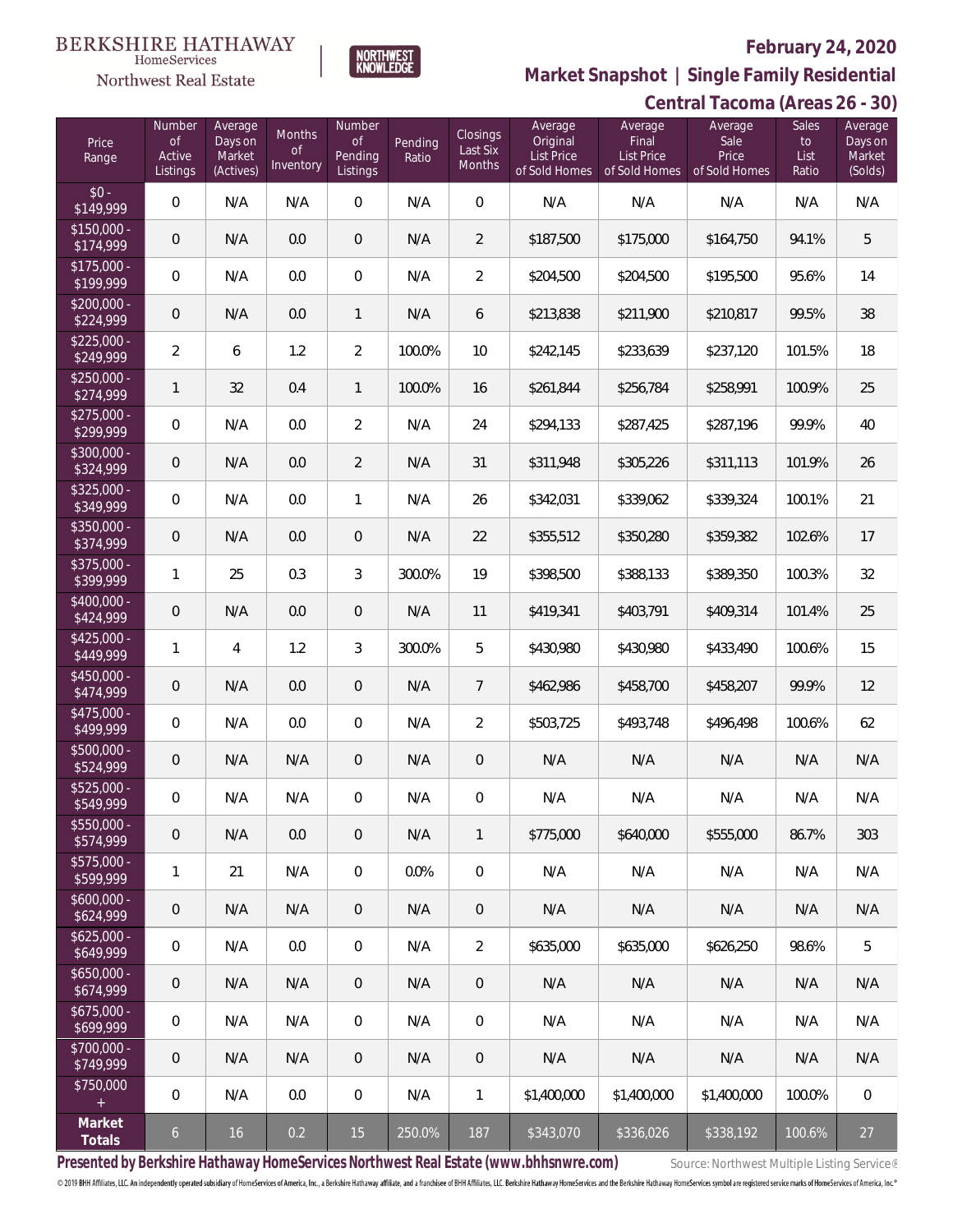BERKSHIRE HATHAWAY HomeServices Northwest Real Estate | NORTHWEST KNOWLEDGE

# February 24, 2020

## Market Snapshot | Single Family Residential

### Central Tacoma (Areas 26 - 30)

| Price Range | Number of Active Listings | Average Days on Market (Actives) | Months of Inventory | Number of Pending Listings | Pending Ratio | Closings Last Six Months | Average Original List Price of Sold Homes | Average Final List Price of Sold Homes | Average Sale Price of Sold Homes | Sales to List Ratio | Average Days on Market (Solds) |
|---|---|---|---|---|---|---|---|---|---|---|---|
| $0 - $149,999 | 0 | N/A | N/A | 0 | N/A | 0 | N/A | N/A | N/A | N/A | N/A |
| $150,000 - $174,999 | 0 | N/A | 0.0 | 0 | N/A | 2 | $187,500 | $175,000 | $164,750 | 94.1% | 5 |
| $175,000 - $199,999 | 0 | N/A | 0.0 | 0 | N/A | 2 | $204,500 | $204,500 | $195,500 | 95.6% | 14 |
| $200,000 - $224,999 | 0 | N/A | 0.0 | 1 | N/A | 6 | $213,838 | $211,900 | $210,817 | 99.5% | 38 |
| $225,000 - $249,999 | 2 | 6 | 1.2 | 2 | 100.0% | 10 | $242,145 | $233,639 | $237,120 | 101.5% | 18 |
| $250,000 - $274,999 | 1 | 32 | 0.4 | 1 | 100.0% | 16 | $261,844 | $256,784 | $258,991 | 100.9% | 25 |
| $275,000 - $299,999 | 0 | N/A | 0.0 | 2 | N/A | 24 | $294,133 | $287,425 | $287,196 | 99.9% | 40 |
| $300,000 - $324,999 | 0 | N/A | 0.0 | 2 | N/A | 31 | $311,948 | $305,226 | $311,113 | 101.9% | 26 |
| $325,000 - $349,999 | 0 | N/A | 0.0 | 1 | N/A | 26 | $342,031 | $339,062 | $339,324 | 100.1% | 21 |
| $350,000 - $374,999 | 0 | N/A | 0.0 | 0 | N/A | 22 | $355,512 | $350,280 | $359,382 | 102.6% | 17 |
| $375,000 - $399,999 | 1 | 25 | 0.3 | 3 | 300.0% | 19 | $398,500 | $388,133 | $389,350 | 100.3% | 32 |
| $400,000 - $424,999 | 0 | N/A | 0.0 | 0 | N/A | 11 | $419,341 | $403,791 | $409,314 | 101.4% | 25 |
| $425,000 - $449,999 | 1 | 4 | 1.2 | 3 | 300.0% | 5 | $430,980 | $430,980 | $433,490 | 100.6% | 15 |
| $450,000 - $474,999 | 0 | N/A | 0.0 | 0 | N/A | 7 | $462,986 | $458,700 | $458,207 | 99.9% | 12 |
| $475,000 - $499,999 | 0 | N/A | 0.0 | 0 | N/A | 2 | $503,725 | $493,748 | $496,498 | 100.6% | 62 |
| $500,000 - $524,999 | 0 | N/A | N/A | 0 | N/A | 0 | N/A | N/A | N/A | N/A | N/A |
| $525,000 - $549,999 | 0 | N/A | N/A | 0 | N/A | 0 | N/A | N/A | N/A | N/A | N/A |
| $550,000 - $574,999 | 0 | N/A | 0.0 | 0 | N/A | 1 | $775,000 | $640,000 | $555,000 | 86.7% | 303 |
| $575,000 - $599,999 | 1 | 21 | N/A | 0 | 0.0% | 0 | N/A | N/A | N/A | N/A | N/A |
| $600,000 - $624,999 | 0 | N/A | N/A | 0 | N/A | 0 | N/A | N/A | N/A | N/A | N/A |
| $625,000 - $649,999 | 0 | N/A | 0.0 | 0 | N/A | 2 | $635,000 | $635,000 | $626,250 | 98.6% | 5 |
| $650,000 - $674,999 | 0 | N/A | N/A | 0 | N/A | 0 | N/A | N/A | N/A | N/A | N/A |
| $675,000 - $699,999 | 0 | N/A | N/A | 0 | N/A | 0 | N/A | N/A | N/A | N/A | N/A |
| $700,000 - $749,999 | 0 | N/A | N/A | 0 | N/A | 0 | N/A | N/A | N/A | N/A | N/A |
| $750,000 + | 0 | N/A | 0.0 | 0 | N/A | 1 | $1,400,000 | $1,400,000 | $1,400,000 | 100.0% | 0 |
| **Market Totals** | 6 | 16 | 0.2 | 15 | 250.0% | 187 | $343,070 | $336,026 | $338,192 | 100.6% | 27 |

**Presented by Berkshire Hathaway HomeServices Northwest Real Estate (www.bhhsnwre.com)** Source: Northwest Multiple Listing Service®

© 2019 BHH Affiliates, LLC. An independently operated subsidiary of HomeServices of America, Inc., a Berkshire Hathaway affiliate, and a franchisee of BHH Affiliates, LLC. Berkshire Hathaway HomeServices and the Berkshire Hathaway HomeServices symbol are registered service marks of HomeServices of America, Inc.®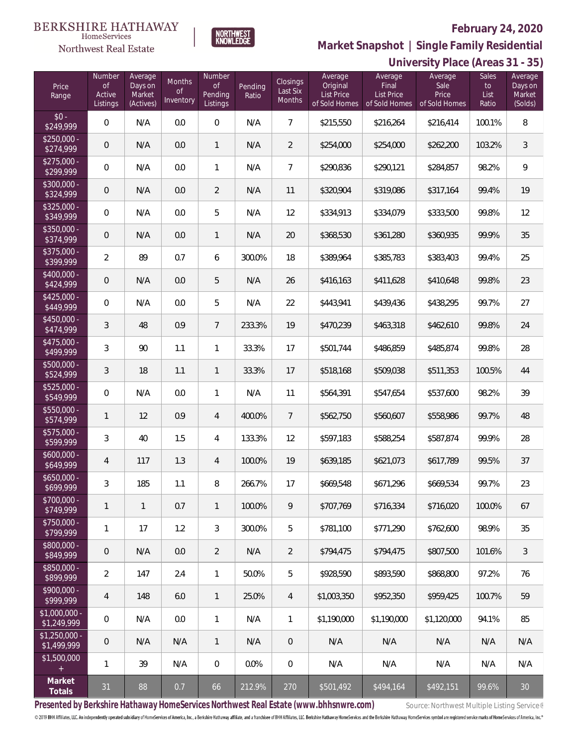BERKSHIRE HATHAWAY HomeServices Northwest Real Estate

NORTHWEST KNOWLEDGE

# February 24, 2020

## Market Snapshot | Single Family Residential

## University Place (Areas 31 - 35)

| Price Range | Number of Active Listings | Average Days on Market (Actives) | Months of Inventory | Number of Pending Listings | Pending Ratio | Closings Last Six Months | Average Original List Price of Sold Homes | Average Final List Price of Sold Homes | Average Sale Price of Sold Homes | Sales to List Ratio | Average Days on Market (Solds) |
|---|---|---|---|---|---|---|---|---|---|---|---|
| $0 - $249,999 | 0 | N/A | 0.0 | 0 | N/A | 7 | $215,550 | $216,264 | $216,414 | 100.1% | 8 |
| $250,000 - $274,999 | 0 | N/A | 0.0 | 1 | N/A | 2 | $254,000 | $254,000 | $262,200 | 103.2% | 3 |
| $275,000 - $299,999 | 0 | N/A | 0.0 | 1 | N/A | 7 | $290,836 | $290,121 | $284,857 | 98.2% | 9 |
| $300,000 - $324,999 | 0 | N/A | 0.0 | 2 | N/A | 11 | $320,904 | $319,086 | $317,164 | 99.4% | 19 |
| $325,000 - $349,999 | 0 | N/A | 0.0 | 5 | N/A | 12 | $334,913 | $334,079 | $333,500 | 99.8% | 12 |
| $350,000 - $374,999 | 0 | N/A | 0.0 | 1 | N/A | 20 | $368,530 | $361,280 | $360,935 | 99.9% | 35 |
| $375,000 - $399,999 | 2 | 89 | 0.7 | 6 | 300.0% | 18 | $389,964 | $385,783 | $383,403 | 99.4% | 25 |
| $400,000 - $424,999 | 0 | N/A | 0.0 | 5 | N/A | 26 | $416,163 | $411,628 | $410,648 | 99.8% | 23 |
| $425,000 - $449,999 | 0 | N/A | 0.0 | 5 | N/A | 22 | $443,941 | $439,436 | $438,295 | 99.7% | 27 |
| $450,000 - $474,999 | 3 | 48 | 0.9 | 7 | 233.3% | 19 | $470,239 | $463,318 | $462,610 | 99.8% | 24 |
| $475,000 - $499,999 | 3 | 90 | 1.1 | 1 | 33.3% | 17 | $501,744 | $486,859 | $485,874 | 99.8% | 28 |
| $500,000 - $524,999 | 3 | 18 | 1.1 | 1 | 33.3% | 17 | $518,168 | $509,038 | $511,353 | 100.5% | 44 |
| $525,000 - $549,999 | 0 | N/A | 0.0 | 1 | N/A | 11 | $564,391 | $547,654 | $537,600 | 98.2% | 39 |
| $550,000 - $574,999 | 1 | 12 | 0.9 | 4 | 400.0% | 7 | $562,750 | $560,607 | $558,986 | 99.7% | 48 |
| $575,000 - $599,999 | 3 | 40 | 1.5 | 4 | 133.3% | 12 | $597,183 | $588,254 | $587,874 | 99.9% | 28 |
| $600,000 - $649,999 | 4 | 117 | 1.3 | 4 | 100.0% | 19 | $639,185 | $621,073 | $617,789 | 99.5% | 37 |
| $650,000 - $699,999 | 3 | 185 | 1.1 | 8 | 266.7% | 17 | $669,548 | $671,296 | $669,534 | 99.7% | 23 |
| $700,000 - $749,999 | 1 | 1 | 0.7 | 1 | 100.0% | 9 | $707,769 | $716,334 | $716,020 | 100.0% | 67 |
| $750,000 - $799,999 | 1 | 17 | 1.2 | 3 | 300.0% | 5 | $781,100 | $771,290 | $762,600 | 98.9% | 35 |
| $800,000 - $849,999 | 0 | N/A | 0.0 | 2 | N/A | 2 | $794,475 | $794,475 | $807,500 | 101.6% | 3 |
| $850,000 - $899,999 | 2 | 147 | 2.4 | 1 | 50.0% | 5 | $928,590 | $893,590 | $868,800 | 97.2% | 76 |
| $900,000 - $999,999 | 4 | 148 | 6.0 | 1 | 25.0% | 4 | $1,003,350 | $952,350 | $959,425 | 100.7% | 59 |
| $1,000,000 - $1,249,999 | 0 | N/A | 0.0 | 1 | N/A | 1 | $1,190,000 | $1,190,000 | $1,120,000 | 94.1% | 85 |
| $1,250,000 - $1,499,999 | 0 | N/A | N/A | 1 | N/A | 0 | N/A | N/A | N/A | N/A | N/A |
| $1,500,000 + | 1 | 39 | N/A | 0 | 0.0% | 0 | N/A | N/A | N/A | N/A | N/A |
| **Market Totals** | 31 | 88 | 0.7 | 66 | 212.9% | 270 | $501,492 | $494,164 | $492,151 | 99.6% | 30 |

**Presented by Berkshire Hathaway HomeServices Northwest Real Estate (www.bhhsnwre.com)**

Source: Northwest Multiple Listing Service®

© 2019 BHH Affiliates, LLC. An independently operated subsidiary of HomeServices of America, Inc., a Berkshire Hathaway affiliate, and a franchisee of BHH Affiliates, LLC. Berkshire Hathaway HomeServices and the Berkshire Hathaway HomeServices symbol are registered service marks of HomeServices of America, Inc.®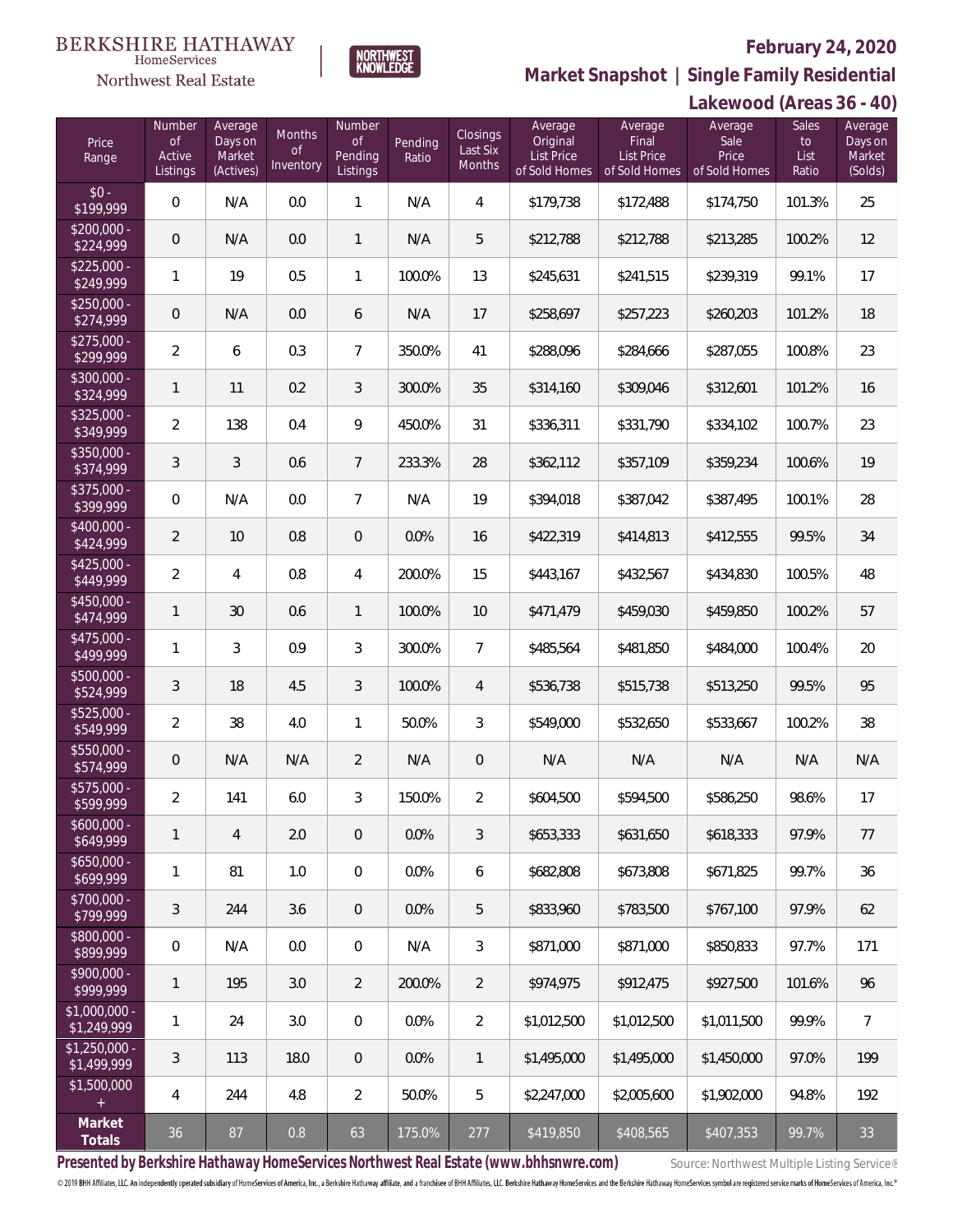BERKSHIRE HATHAWAY HomeServices Northwest Real Estate

NORTHWEST KNOWLEDGE

# February 24, 2020

## Market Snapshot | Single Family Residential

## Lakewood (Areas 36 - 40)

| Price Range | Number of Active Listings | Average Days on Market (Actives) | Months of Inventory | Number of Pending Listings | Pending Ratio | Closings Last Six Months | Average Original List Price of Sold Homes | Average Final List Price of Sold Homes | Average Sale Price of Sold Homes | Sales to List Ratio | Average Days on Market (Solds) |
|---|---|---|---|---|---|---|---|---|---|---|---|
| $0 - $199,999 | 0 | N/A | 0.0 | 1 | N/A | 4 | $179,738 | $172,488 | $174,750 | 101.3% | 25 |
| $200,000 - $224,999 | 0 | N/A | 0.0 | 1 | N/A | 5 | $212,788 | $212,788 | $213,285 | 100.2% | 12 |
| $225,000 - $249,999 | 1 | 19 | 0.5 | 1 | 100.0% | 13 | $245,631 | $241,515 | $239,319 | 99.1% | 17 |
| $250,000 - $274,999 | 0 | N/A | 0.0 | 6 | N/A | 17 | $258,697 | $257,223 | $260,203 | 101.2% | 18 |
| $275,000 - $299,999 | 2 | 6 | 0.3 | 7 | 350.0% | 41 | $288,096 | $284,666 | $287,055 | 100.8% | 23 |
| $300,000 - $324,999 | 1 | 11 | 0.2 | 3 | 300.0% | 35 | $314,160 | $309,046 | $312,601 | 101.2% | 16 |
| $325,000 - $349,999 | 2 | 138 | 0.4 | 9 | 450.0% | 31 | $336,311 | $331,790 | $334,102 | 100.7% | 23 |
| $350,000 - $374,999 | 3 | 3 | 0.6 | 7 | 233.3% | 28 | $362,112 | $357,109 | $359,234 | 100.6% | 19 |
| $375,000 - $399,999 | 0 | N/A | 0.0 | 7 | N/A | 19 | $394,018 | $387,042 | $387,495 | 100.1% | 28 |
| $400,000 - $424,999 | 2 | 10 | 0.8 | 0 | 0.0% | 16 | $422,319 | $414,813 | $412,555 | 99.5% | 34 |
| $425,000 - $449,999 | 2 | 4 | 0.8 | 4 | 200.0% | 15 | $443,167 | $432,567 | $434,830 | 100.5% | 48 |
| $450,000 - $474,999 | 1 | 30 | 0.6 | 1 | 100.0% | 10 | $471,479 | $459,030 | $459,850 | 100.2% | 57 |
| $475,000 - $499,999 | 1 | 3 | 0.9 | 3 | 300.0% | 7 | $485,564 | $481,850 | $484,000 | 100.4% | 20 |
| $500,000 - $524,999 | 3 | 18 | 4.5 | 3 | 100.0% | 4 | $536,738 | $515,738 | $513,250 | 99.5% | 95 |
| $525,000 - $549,999 | 2 | 38 | 4.0 | 1 | 50.0% | 3 | $549,000 | $532,650 | $533,667 | 100.2% | 38 |
| $550,000 - $574,999 | 0 | N/A | N/A | 2 | N/A | 0 | N/A | N/A | N/A | N/A | N/A |
| $575,000 - $599,999 | 2 | 141 | 6.0 | 3 | 150.0% | 2 | $604,500 | $594,500 | $586,250 | 98.6% | 17 |
| $600,000 - $649,999 | 1 | 4 | 2.0 | 0 | 0.0% | 3 | $653,333 | $631,650 | $618,333 | 97.9% | 77 |
| $650,000 - $699,999 | 1 | 81 | 1.0 | 0 | 0.0% | 6 | $682,808 | $673,808 | $671,825 | 99.7% | 36 |
| $700,000 - $799,999 | 3 | 244 | 3.6 | 0 | 0.0% | 5 | $833,960 | $783,500 | $767,100 | 97.9% | 62 |
| $800,000 - $899,999 | 0 | N/A | 0.0 | 0 | N/A | 3 | $871,000 | $871,000 | $850,833 | 97.7% | 171 |
| $900,000 - $999,999 | 1 | 195 | 3.0 | 2 | 200.0% | 2 | $974,975 | $912,475 | $927,500 | 101.6% | 96 |
| $1,000,000 - $1,249,999 | 1 | 24 | 3.0 | 0 | 0.0% | 2 | $1,012,500 | $1,012,500 | $1,011,500 | 99.9% | 7 |
| $1,250,000 - $1,499,999 | 3 | 113 | 18.0 | 0 | 0.0% | 1 | $1,495,000 | $1,495,000 | $1,450,000 | 97.0% | 199 |
| $1,500,000 + | 4 | 244 | 4.8 | 2 | 50.0% | 5 | $2,247,000 | $2,005,600 | $1,902,000 | 94.8% | 192 |
| **Market Totals** | 36 | 87 | 0.8 | 63 | 175.0% | 277 | $419,850 | $408,565 | $407,353 | 99.7% | 33 |

**Presented by Berkshire Hathaway HomeServices Northwest Real Estate (www.bhhsnwre.com)**

Source: Northwest Multiple Listing Service®

© 2019 BHH Affiliates, LLC. An independently operated subsidiary of HomeServices of America, Inc., a Berkshire Hathaway affiliate, and a franchisee of BHH Affiliates, LLC. Berkshire Hathaway HomeServices and the Berkshire Hathaway HomeServices symbol are registered service marks of HomeServices of America, Inc.®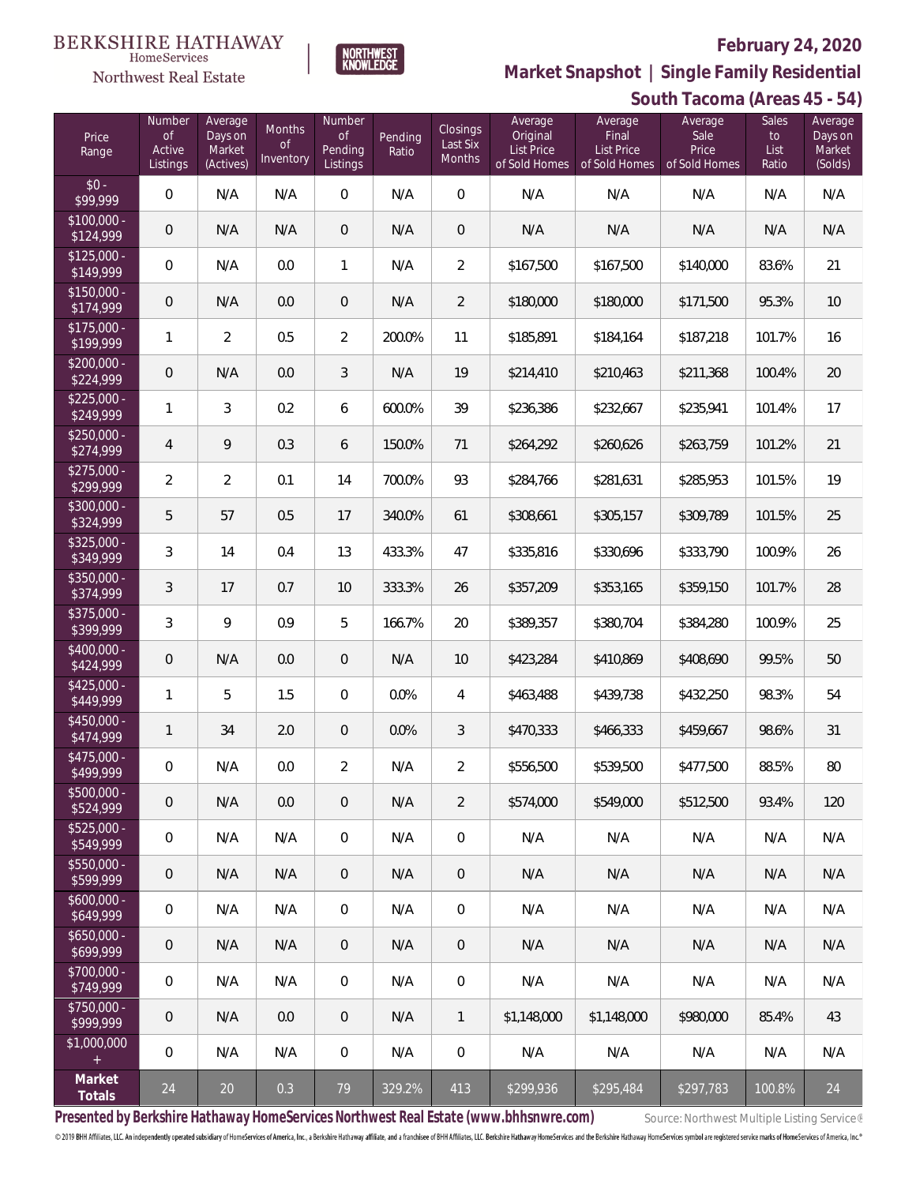BERKSHIRE HATHAWAY HomeServices Northwest Real Estate

NORTHWEST KNOWLEDGE

## February 24, 2020

## Market Snapshot | Single Family Residential

## South Tacoma (Areas 45 - 54)

| Price Range | Number of Active Listings | Average Days on Market (Actives) | Months of Inventory | Number of Pending Listings | Pending Ratio | Closings Last Six Months | Average Original List Price of Sold Homes | Average Final List Price of Sold Homes | Average Sale Price of Sold Homes | Sales to List Ratio | Average Days on Market (Solds) |
|---|---|---|---|---|---|---|---|---|---|---|---|
| $0 - $99,999 | 0 | N/A | N/A | 0 | N/A | 0 | N/A | N/A | N/A | N/A | N/A |
| $100,000 - $124,999 | 0 | N/A | N/A | 0 | N/A | 0 | N/A | N/A | N/A | N/A | N/A |
| $125,000 - $149,999 | 0 | N/A | 0.0 | 1 | N/A | 2 | $167,500 | $167,500 | $140,000 | 83.6% | 21 |
| $150,000 - $174,999 | 0 | N/A | 0.0 | 0 | N/A | 2 | $180,000 | $180,000 | $171,500 | 95.3% | 10 |
| $175,000 - $199,999 | 1 | 2 | 0.5 | 2 | 200.0% | 11 | $185,891 | $184,164 | $187,218 | 101.7% | 16 |
| $200,000 - $224,999 | 0 | N/A | 0.0 | 3 | N/A | 19 | $214,410 | $210,463 | $211,368 | 100.4% | 20 |
| $225,000 - $249,999 | 1 | 3 | 0.2 | 6 | 600.0% | 39 | $236,386 | $232,667 | $235,941 | 101.4% | 17 |
| $250,000 - $274,999 | 4 | 9 | 0.3 | 6 | 150.0% | 71 | $264,292 | $260,626 | $263,759 | 101.2% | 21 |
| $275,000 - $299,999 | 2 | 2 | 0.1 | 14 | 700.0% | 93 | $284,766 | $281,631 | $285,953 | 101.5% | 19 |
| $300,000 - $324,999 | 5 | 57 | 0.5 | 17 | 340.0% | 61 | $308,661 | $305,157 | $309,789 | 101.5% | 25 |
| $325,000 - $349,999 | 3 | 14 | 0.4 | 13 | 433.3% | 47 | $335,816 | $330,696 | $333,790 | 100.9% | 26 |
| $350,000 - $374,999 | 3 | 17 | 0.7 | 10 | 333.3% | 26 | $357,209 | $353,165 | $359,150 | 101.7% | 28 |
| $375,000 - $399,999 | 3 | 9 | 0.9 | 5 | 166.7% | 20 | $389,357 | $380,704 | $384,280 | 100.9% | 25 |
| $400,000 - $424,999 | 0 | N/A | 0.0 | 0 | N/A | 10 | $423,284 | $410,869 | $408,690 | 99.5% | 50 |
| $425,000 - $449,999 | 1 | 5 | 1.5 | 0 | 0.0% | 4 | $463,488 | $439,738 | $432,250 | 98.3% | 54 |
| $450,000 - $474,999 | 1 | 34 | 2.0 | 0 | 0.0% | 3 | $470,333 | $466,333 | $459,667 | 98.6% | 31 |
| $475,000 - $499,999 | 0 | N/A | 0.0 | 2 | N/A | 2 | $556,500 | $539,500 | $477,500 | 88.5% | 80 |
| $500,000 - $524,999 | 0 | N/A | 0.0 | 0 | N/A | 2 | $574,000 | $549,000 | $512,500 | 93.4% | 120 |
| $525,000 - $549,999 | 0 | N/A | N/A | 0 | N/A | 0 | N/A | N/A | N/A | N/A | N/A |
| $550,000 - $599,999 | 0 | N/A | N/A | 0 | N/A | 0 | N/A | N/A | N/A | N/A | N/A |
| $600,000 - $649,999 | 0 | N/A | N/A | 0 | N/A | 0 | N/A | N/A | N/A | N/A | N/A |
| $650,000 - $699,999 | 0 | N/A | N/A | 0 | N/A | 0 | N/A | N/A | N/A | N/A | N/A |
| $700,000 - $749,999 | 0 | N/A | N/A | 0 | N/A | 0 | N/A | N/A | N/A | N/A | N/A |
| $750,000 - $999,999 | 0 | N/A | 0.0 | 0 | N/A | 1 | $1,148,000 | $1,148,000 | $980,000 | 85.4% | 43 |
| $1,000,000 + | 0 | N/A | N/A | 0 | N/A | 0 | N/A | N/A | N/A | N/A | N/A |
| **Market Totals** | 24 | 20 | 0.3 | 79 | 329.2% | 413 | $299,936 | $295,484 | $297,783 | 100.8% | 24 |

**Presented by Berkshire Hathaway HomeServices Northwest Real Estate (www.bhhsnwre.com)**

Source: Northwest Multiple Listing Service®

© 2019 BHH Affiliates, LLC. An independently operated subsidiary of HomeServices of America, Inc., a Berkshire Hathaway affiliate, and a franchisee of BHH Affiliates, LLC. Berkshire Hathaway HomeServices and the Berkshire Hathaway HomeServices symbol are registered service marks of HomeServices of America, Inc.®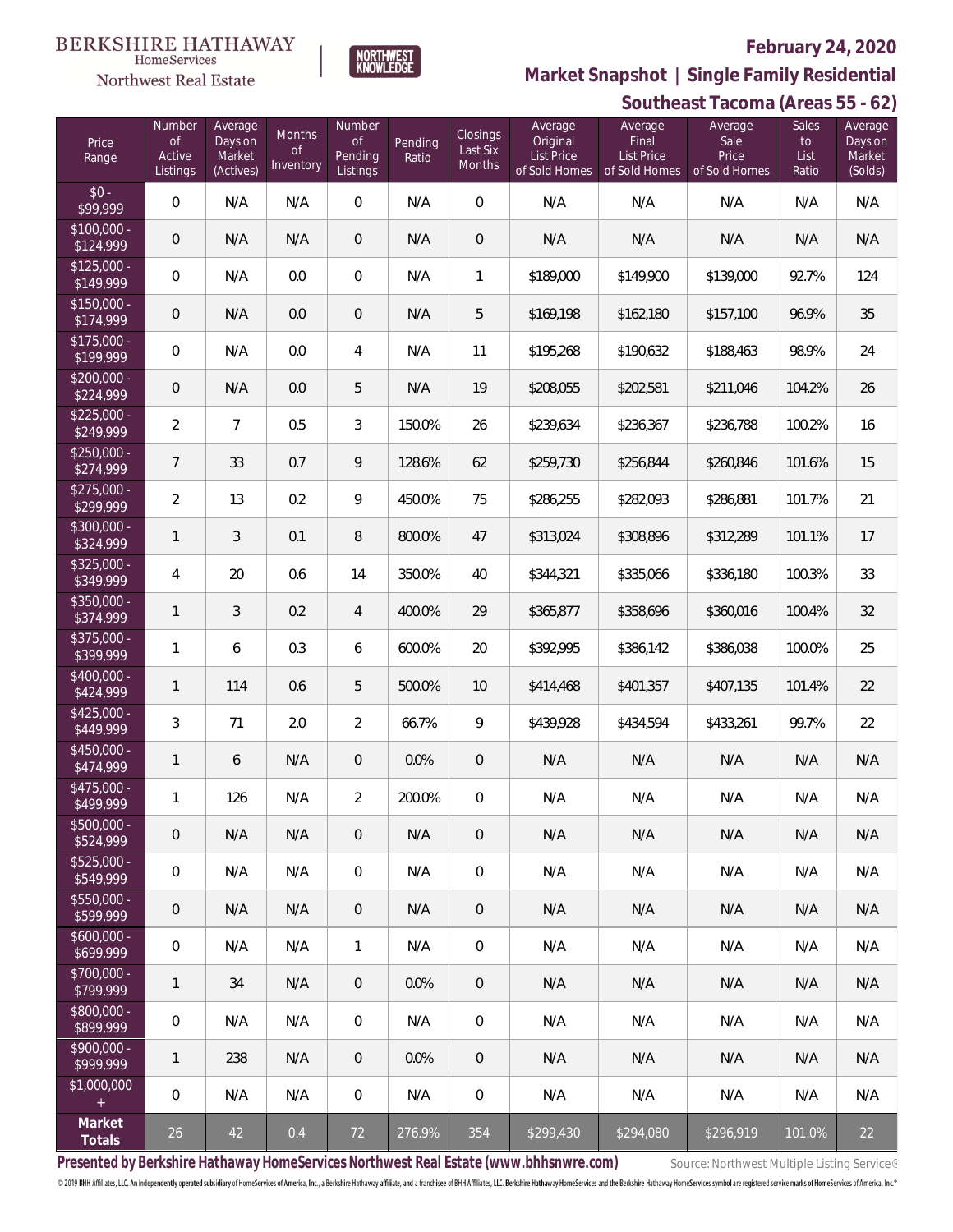BERKSHIRE HATHAWAY HomeServices Northwest Real Estate

NORTHWEST KNOWLEDGE

**February 24, 2020**

**Market Snapshot | Single Family Residential**

**Southeast Tacoma (Areas 55 - 62)**

| Price Range | Number of Active Listings | Average Days on Market (Actives) | Months of Inventory | Number of Pending Listings | Pending Ratio | Closings Last Six Months | Average Original List Price of Sold Homes | Average Final List Price of Sold Homes | Average Sale Price of Sold Homes | Sales to List Ratio | Average Days on Market (Solds) |
|---|---|---|---|---|---|---|---|---|---|---|---|
| $0 - $99,999 | 0 | N/A | N/A | 0 | N/A | 0 | N/A | N/A | N/A | N/A | N/A |
| $100,000 - $124,999 | 0 | N/A | N/A | 0 | N/A | 0 | N/A | N/A | N/A | N/A | N/A |
| $125,000 - $149,999 | 0 | N/A | 0.0 | 0 | N/A | 1 | $189,000 | $149,900 | $139,000 | 92.7% | 124 |
| $150,000 - $174,999 | 0 | N/A | 0.0 | 0 | N/A | 5 | $169,198 | $162,180 | $157,100 | 96.9% | 35 |
| $175,000 - $199,999 | 0 | N/A | 0.0 | 4 | N/A | 11 | $195,268 | $190,632 | $188,463 | 98.9% | 24 |
| $200,000 - $224,999 | 0 | N/A | 0.0 | 5 | N/A | 19 | $208,055 | $202,581 | $211,046 | 104.2% | 26 |
| $225,000 - $249,999 | 2 | 7 | 0.5 | 3 | 150.0% | 26 | $239,634 | $236,367 | $236,788 | 100.2% | 16 |
| $250,000 - $274,999 | 7 | 33 | 0.7 | 9 | 128.6% | 62 | $259,730 | $256,844 | $260,846 | 101.6% | 15 |
| $275,000 - $299,999 | 2 | 13 | 0.2 | 9 | 450.0% | 75 | $286,255 | $282,093 | $286,881 | 101.7% | 21 |
| $300,000 - $324,999 | 1 | 3 | 0.1 | 8 | 800.0% | 47 | $313,024 | $308,896 | $312,289 | 101.1% | 17 |
| $325,000 - $349,999 | 4 | 20 | 0.6 | 14 | 350.0% | 40 | $344,321 | $335,066 | $336,180 | 100.3% | 33 |
| $350,000 - $374,999 | 1 | 3 | 0.2 | 4 | 400.0% | 29 | $365,877 | $358,696 | $360,016 | 100.4% | 32 |
| $375,000 - $399,999 | 1 | 6 | 0.3 | 6 | 600.0% | 20 | $392,995 | $386,142 | $386,038 | 100.0% | 25 |
| $400,000 - $424,999 | 1 | 114 | 0.6 | 5 | 500.0% | 10 | $414,468 | $401,357 | $407,135 | 101.4% | 22 |
| $425,000 - $449,999 | 3 | 71 | 2.0 | 2 | 66.7% | 9 | $439,928 | $434,594 | $433,261 | 99.7% | 22 |
| $450,000 - $474,999 | 1 | 6 | N/A | 0 | 0.0% | 0 | N/A | N/A | N/A | N/A | N/A |
| $475,000 - $499,999 | 1 | 126 | N/A | 2 | 200.0% | 0 | N/A | N/A | N/A | N/A | N/A |
| $500,000 - $524,999 | 0 | N/A | N/A | 0 | N/A | 0 | N/A | N/A | N/A | N/A | N/A |
| $525,000 - $549,999 | 0 | N/A | N/A | 0 | N/A | 0 | N/A | N/A | N/A | N/A | N/A |
| $550,000 - $599,999 | 0 | N/A | N/A | 0 | N/A | 0 | N/A | N/A | N/A | N/A | N/A |
| $600,000 - $699,999 | 0 | N/A | N/A | 1 | N/A | 0 | N/A | N/A | N/A | N/A | N/A |
| $700,000 - $799,999 | 1 | 34 | N/A | 0 | 0.0% | 0 | N/A | N/A | N/A | N/A | N/A |
| $800,000 - $899,999 | 0 | N/A | N/A | 0 | N/A | 0 | N/A | N/A | N/A | N/A | N/A |
| $900,000 - $999,999 | 1 | 238 | N/A | 0 | 0.0% | 0 | N/A | N/A | N/A | N/A | N/A |
| $1,000,000 + | 0 | N/A | N/A | 0 | N/A | 0 | N/A | N/A | N/A | N/A | N/A |
| **Market Totals** | 26 | 42 | 0.4 | 72 | 276.9% | 354 | $299,430 | $294,080 | $296,919 | 101.0% | 22 |

**Presented by Berkshire Hathaway HomeServices Northwest Real Estate (www.bhhsnwre.com)**

Source: Northwest Multiple Listing Service®

© 2019 BHH Affiliates, LLC. An independently operated subsidiary of HomeServices of America, Inc., a Berkshire Hathaway affiliate, and a franchisee of BHH Affiliates, LLC. Berkshire Hathaway HomeServices and the Berkshire Hathaway HomeServices symbol are registered service marks of HomeServices of America, Inc.®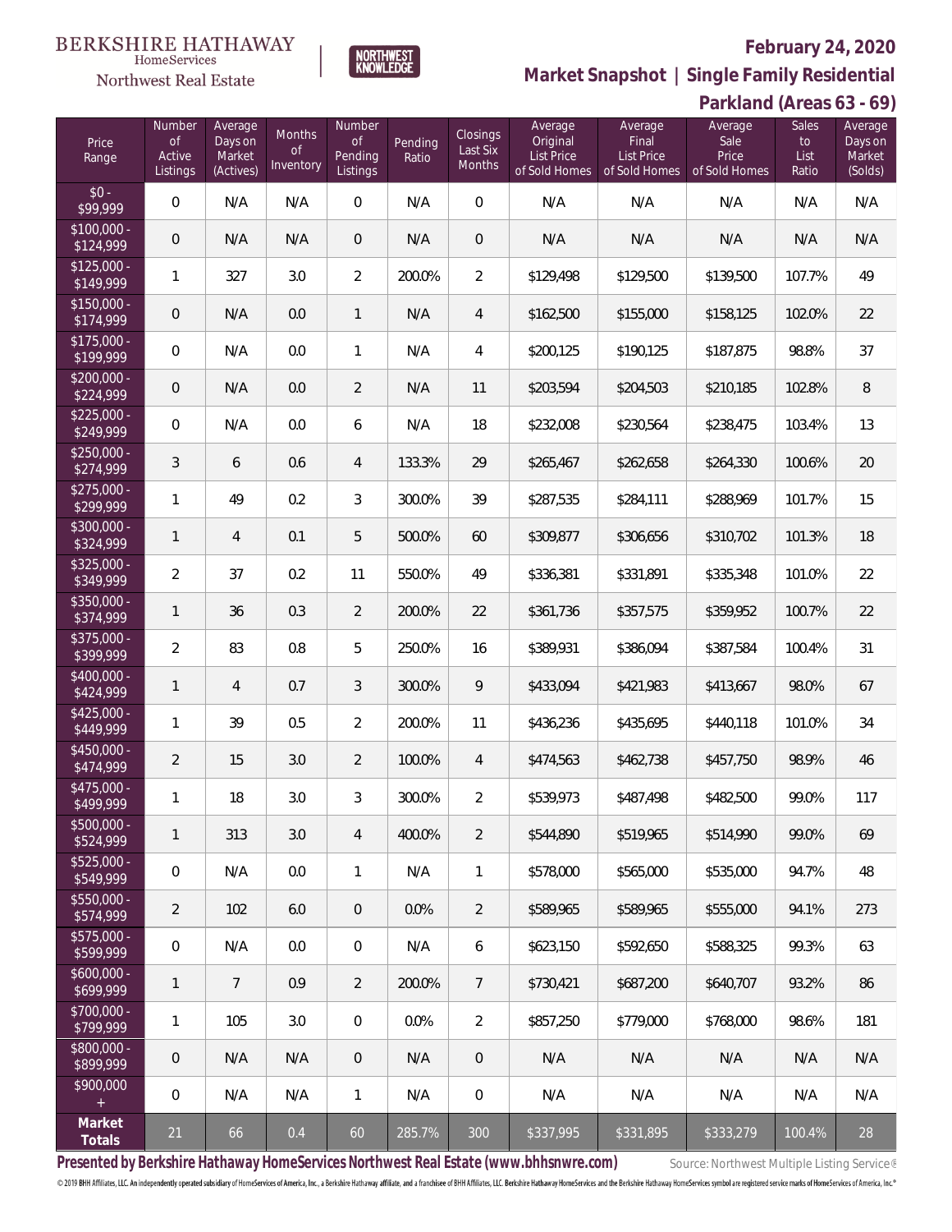BERKSHIRE HATHAWAY HomeServices Northwest Real Estate

NORTHWEST KNOWLEDGE

# February 24, 2020

## Market Snapshot | Single Family Residential

## Parkland (Areas 63 - 69)

| Price Range | Number of Active Listings | Average Days on Market (Actives) | Months of Inventory | Number of Pending Listings | Pending Ratio | Closings Last Six Months | Average Original List Price of Sold Homes | Average Final List Price of Sold Homes | Average Sale Price of Sold Homes | Sales to List Ratio | Average Days on Market (Solds) |
|---|---|---|---|---|---|---|---|---|---|---|---|
| $0 - $99,999 | 0 | N/A | N/A | 0 | N/A | 0 | N/A | N/A | N/A | N/A | N/A |
| $100,000 - $124,999 | 0 | N/A | N/A | 0 | N/A | 0 | N/A | N/A | N/A | N/A | N/A |
| $125,000 - $149,999 | 1 | 327 | 3.0 | 2 | 200.0% | 2 | $129,498 | $129,500 | $139,500 | 107.7% | 49 |
| $150,000 - $174,999 | 0 | N/A | 0.0 | 1 | N/A | 4 | $162,500 | $155,000 | $158,125 | 102.0% | 22 |
| $175,000 - $199,999 | 0 | N/A | 0.0 | 1 | N/A | 4 | $200,125 | $190,125 | $187,875 | 98.8% | 37 |
| $200,000 - $224,999 | 0 | N/A | 0.0 | 2 | N/A | 11 | $203,594 | $204,503 | $210,185 | 102.8% | 8 |
| $225,000 - $249,999 | 0 | N/A | 0.0 | 6 | N/A | 18 | $232,008 | $230,564 | $238,475 | 103.4% | 13 |
| $250,000 - $274,999 | 3 | 6 | 0.6 | 4 | 133.3% | 29 | $265,467 | $262,658 | $264,330 | 100.6% | 20 |
| $275,000 - $299,999 | 1 | 49 | 0.2 | 3 | 300.0% | 39 | $287,535 | $284,111 | $288,969 | 101.7% | 15 |
| $300,000 - $324,999 | 1 | 4 | 0.1 | 5 | 500.0% | 60 | $309,877 | $306,656 | $310,702 | 101.3% | 18 |
| $325,000 - $349,999 | 2 | 37 | 0.2 | 11 | 550.0% | 49 | $336,381 | $331,891 | $335,348 | 101.0% | 22 |
| $350,000 - $374,999 | 1 | 36 | 0.3 | 2 | 200.0% | 22 | $361,736 | $357,575 | $359,952 | 100.7% | 22 |
| $375,000 - $399,999 | 2 | 83 | 0.8 | 5 | 250.0% | 16 | $389,931 | $386,094 | $387,584 | 100.4% | 31 |
| $400,000 - $424,999 | 1 | 4 | 0.7 | 3 | 300.0% | 9 | $433,094 | $421,983 | $413,667 | 98.0% | 67 |
| $425,000 - $449,999 | 1 | 39 | 0.5 | 2 | 200.0% | 11 | $436,236 | $435,695 | $440,118 | 101.0% | 34 |
| $450,000 - $474,999 | 2 | 15 | 3.0 | 2 | 100.0% | 4 | $474,563 | $462,738 | $457,750 | 98.9% | 46 |
| $475,000 - $499,999 | 1 | 18 | 3.0 | 3 | 300.0% | 2 | $539,973 | $487,498 | $482,500 | 99.0% | 117 |
| $500,000 - $524,999 | 1 | 313 | 3.0 | 4 | 400.0% | 2 | $544,890 | $519,965 | $514,990 | 99.0% | 69 |
| $525,000 - $549,999 | 0 | N/A | 0.0 | 1 | N/A | 1 | $578,000 | $565,000 | $535,000 | 94.7% | 48 |
| $550,000 - $574,999 | 2 | 102 | 6.0 | 0 | 0.0% | 2 | $589,965 | $589,965 | $555,000 | 94.1% | 273 |
| $575,000 - $599,999 | 0 | N/A | 0.0 | 0 | N/A | 6 | $623,150 | $592,650 | $588,325 | 99.3% | 63 |
| $600,000 - $699,999 | 1 | 7 | 0.9 | 2 | 200.0% | 7 | $730,421 | $687,200 | $640,707 | 93.2% | 86 |
| $700,000 - $799,999 | 1 | 105 | 3.0 | 0 | 0.0% | 2 | $857,250 | $779,000 | $768,000 | 98.6% | 181 |
| $800,000 - $899,999 | 0 | N/A | N/A | 0 | N/A | 0 | N/A | N/A | N/A | N/A | N/A |
| $900,000 + | 0 | N/A | N/A | 1 | N/A | 0 | N/A | N/A | N/A | N/A | N/A |
| **Market Totals** | 21 | 66 | 0.4 | 60 | 285.7% | 300 | $337,995 | $331,895 | $333,279 | 100.4% | 28 |

**Presented by Berkshire Hathaway HomeServices Northwest Real Estate (www.bhhsnwre.com)**

Source: Northwest Multiple Listing Service®

© 2019 BHH Affiliates, LLC. An independently operated subsidiary of HomeServices of America, Inc., a Berkshire Hathaway affiliate, and a franchisee of BHH Affiliates, LLC. Berkshire Hathaway HomeServices and the Berkshire Hathaway HomeServices symbol are registered service marks of HomeServices of America, Inc.®